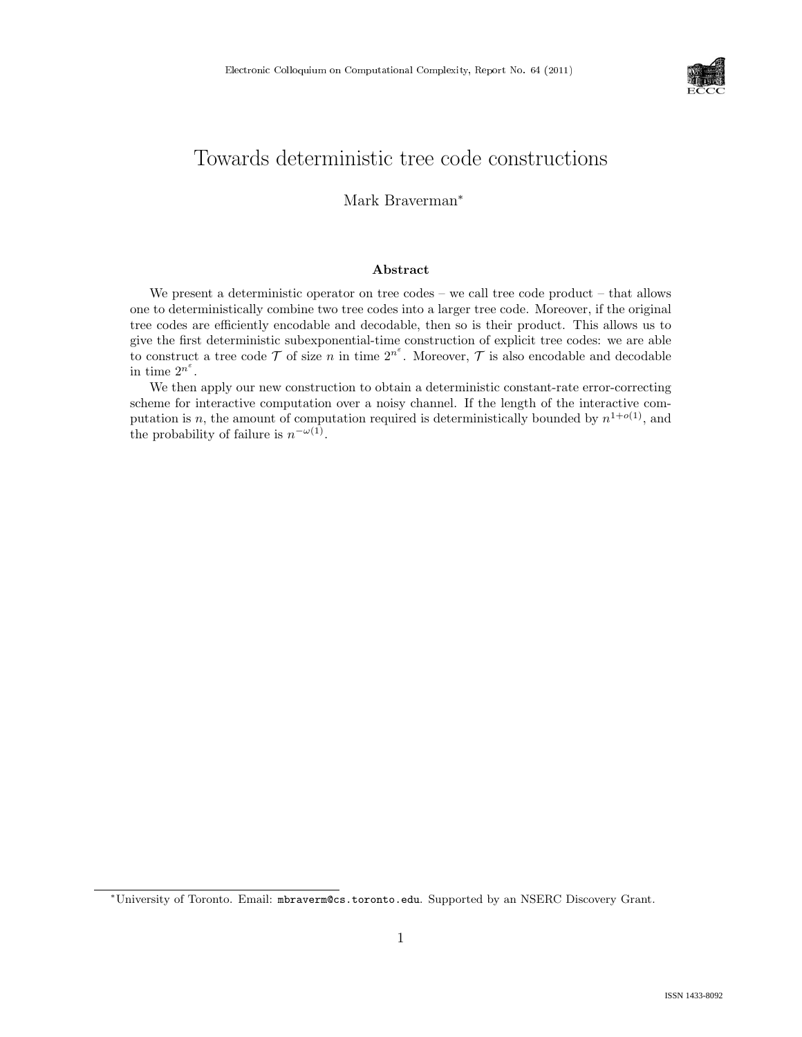# Towards deterministic tree code constructions

Mark Braverman*

### Abstract

We present a deterministic operator on tree codes – we call tree code product – that allows one to deterministically combine two tree codes into a larger tree code. Moreover, if the original tree codes are efficiently encodable and decodable, then so is their product. This allows us to give the first deterministic subexponential-time construction of explicit tree codes: we are able to construct a tree code $\mathcal{T}$ of size $n$ in time $2^{n^{\varepsilon}}$. Moreover, $\mathcal{T}$ is also encodable and decodable in time $2^{n^{\varepsilon}}$.

We then apply our new construction to obtain a deterministic constant-rate error-correcting scheme for interactive computation over a noisy channel. If the length of the interactive computation is $n$, the amount of computation required is deterministically bounded by $n^{1+o(1)}$, and the probability of failure is $n^{-\omega(1)}$.

---

*University of Toronto. Email: mbraverm@cs.toronto.edu. Supported by an NSERC Discovery Grant.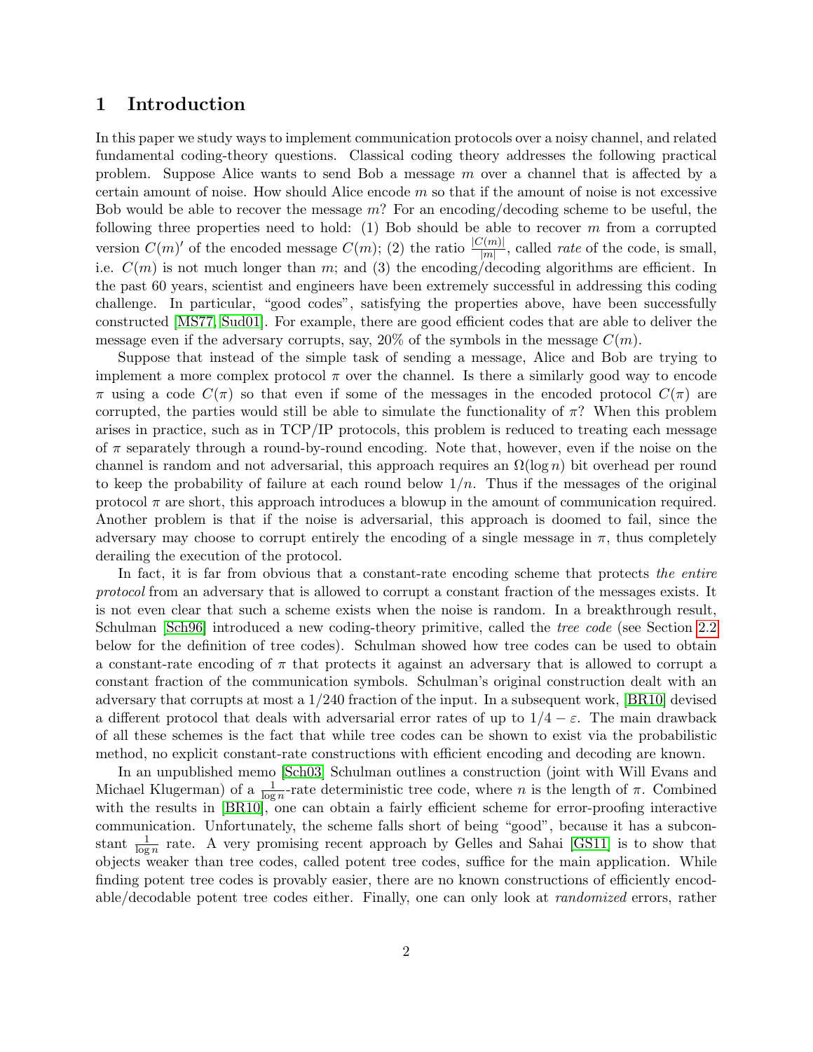# 1 Introduction

In this paper we study ways to implement communication protocols over a noisy channel, and related fundamental coding-theory questions. Classical coding theory addresses the following practical problem. Suppose Alice wants to send Bob a message $m$ over a channel that is affected by a certain amount of noise. How should Alice encode $m$ so that if the amount of noise is not excessive Bob would be able to recover the message $m$? For an encoding/decoding scheme to be useful, the following three properties need to hold: (1) Bob should be able to recover $m$ from a corrupted version $C(m)'$ of the encoded message $C(m)$; (2) the ratio $\frac{|C(m)|}{|m|}$, called *rate* of the code, is small, i.e. $C(m)$ is not much longer than $m$; and (3) the encoding/decoding algorithms are efficient. In the past 60 years, scientist and engineers have been extremely successful in addressing this coding challenge. In particular, "good codes", satisfying the properties above, have been successfully constructed [MS77, Sud01]. For example, there are good efficient codes that are able to deliver the message even if the adversary corrupts, say, 20% of the symbols in the message $C(m)$.

Suppose that instead of the simple task of sending a message, Alice and Bob are trying to implement a more complex protocol $\pi$ over the channel. Is there a similarly good way to encode $\pi$ using a code $C(\pi)$ so that even if some of the messages in the encoded protocol $C(\pi)$ are corrupted, the parties would still be able to simulate the functionality of $\pi$? When this problem arises in practice, such as in TCP/IP protocols, this problem is reduced to treating each message of $\pi$ separately through a round-by-round encoding. Note that, however, even if the noise on the channel is random and not adversarial, this approach requires an $\Omega(\log n)$ bit overhead per round to keep the probability of failure at each round below $1/n$. Thus if the messages of the original protocol $\pi$ are short, this approach introduces a blowup in the amount of communication required. Another problem is that if the noise is adversarial, this approach is doomed to fail, since the adversary may choose to corrupt entirely the encoding of a single message in $\pi$, thus completely derailing the execution of the protocol.

In fact, it is far from obvious that a constant-rate encoding scheme that protects *the entire protocol* from an adversary that is allowed to corrupt a constant fraction of the messages exists. It is not even clear that such a scheme exists when the noise is random. In a breakthrough result, Schulman [Sch96] introduced a new coding-theory primitive, called the *tree code* (see Section 2.2 below for the definition of tree codes). Schulman showed how tree codes can be used to obtain a constant-rate encoding of $\pi$ that protects it against an adversary that is allowed to corrupt a constant fraction of the communication symbols. Schulman's original construction dealt with an adversary that corrupts at most a $1/240$ fraction of the input. In a subsequent work, [BR10] devised a different protocol that deals with adversarial error rates of up to $1/4 - \varepsilon$. The main drawback of all these schemes is the fact that while tree codes can be shown to exist via the probabilistic method, no explicit constant-rate constructions with efficient encoding and decoding are known.

In an unpublished memo [Sch03] Schulman outlines a construction (joint with Will Evans and Michael Klugerman) of a $\frac{1}{\log n}$-rate deterministic tree code, where $n$ is the length of $\pi$. Combined with the results in [BR10], one can obtain a fairly efficient scheme for error-proofing interactive communication. Unfortunately, the scheme falls short of being "good", because it has a subconstant $\frac{1}{\log n}$ rate. A very promising recent approach by Gelles and Sahai [GS11] is to show that objects weaker than tree codes, called potent tree codes, suffice for the main application. While finding potent tree codes is provably easier, there are no known constructions of efficiently encodable/decodable potent tree codes either. Finally, one can only look at *randomized* errors, rather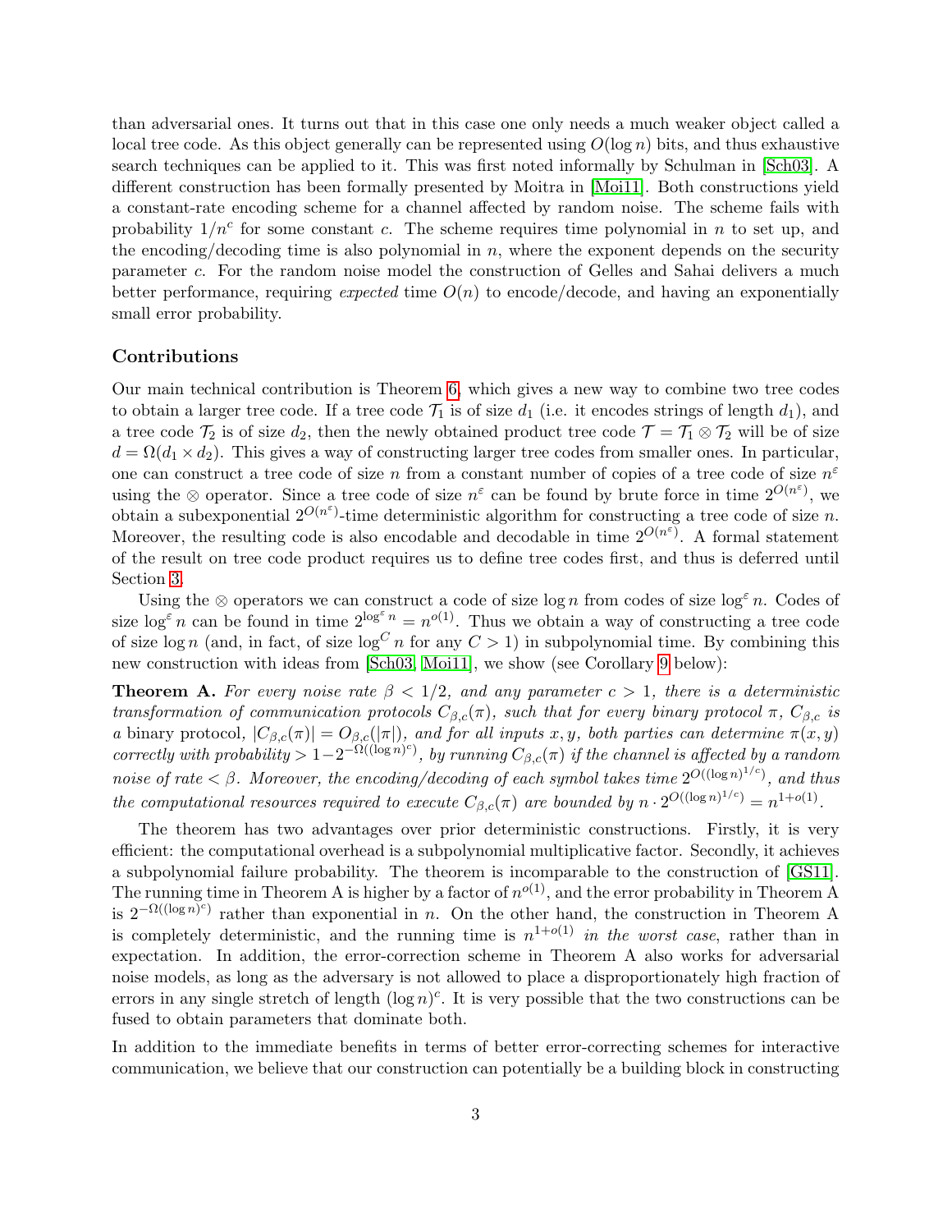than adversarial ones. It turns out that in this case one only needs a much weaker object called a local tree code. As this object generally can be represented using $O(\log n)$ bits, and thus exhaustive search techniques can be applied to it. This was first noted informally by Schulman in [Sch03]. A different construction has been formally presented by Moitra in [Moi11]. Both constructions yield a constant-rate encoding scheme for a channel affected by random noise. The scheme fails with probability $1/n^c$ for some constant $c$. The scheme requires time polynomial in $n$ to set up, and the encoding/decoding time is also polynomial in $n$, where the exponent depends on the security parameter $c$. For the random noise model the construction of Gelles and Sahai delivers a much better performance, requiring *expected* time $O(n)$ to encode/decode, and having an exponentially small error probability.

### Contributions

Our main technical contribution is Theorem 6, which gives a new way to combine two tree codes to obtain a larger tree code. If a tree code $\mathcal{T}_1$ is of size $d_1$ (i.e. it encodes strings of length $d_1$), and a tree code $\mathcal{T}_2$ is of size $d_2$, then the newly obtained product tree code $\mathcal{T} = \mathcal{T}_1 \otimes \mathcal{T}_2$ will be of size $d = \Omega(d_1 \times d_2)$. This gives a way of constructing larger tree codes from smaller ones. In particular, one can construct a tree code of size $n$ from a constant number of copies of a tree code of size $n^\varepsilon$ using the $\otimes$ operator. Since a tree code of size $n^\varepsilon$ can be found by brute force in time $2^{O(n^\varepsilon)}$, we obtain a subexponential $2^{O(n^\varepsilon)}$-time deterministic algorithm for constructing a tree code of size $n$. Moreover, the resulting code is also encodable and decodable in time $2^{O(n^\varepsilon)}$. A formal statement of the result on tree code product requires us to define tree codes first, and thus is deferred until Section 3.

Using the $\otimes$ operators we can construct a code of size $\log n$ from codes of size $\log^\varepsilon n$. Codes of size $\log^\varepsilon n$ can be found in time $2^{\log^\varepsilon n} = n^{o(1)}$. Thus we obtain a way of constructing a tree code of size $\log n$ (and, in fact, of size $\log^C n$ for any $C > 1$) in subpolynomial time. By combining this new construction with ideas from [Sch03, Moi11], we show (see Corollary 9 below):

**Theorem A.** *For every noise rate $\beta < 1/2$, and any parameter $c > 1$, there is a deterministic transformation of communication protocols $C_{\beta,c}(\pi)$, such that for every binary protocol $\pi$, $C_{\beta,c}$ is a* binary *protocol, $|C_{\beta,c}(\pi)| = O_{\beta,c}(|\pi|)$, and for all inputs $x, y$, both parties can determine $\pi(x,y)$ correctly with probability $> 1 - 2^{-\Omega((\log n)^c)}$, by running $C_{\beta,c}(\pi)$ if the channel is affected by a random noise of rate $< \beta$. Moreover, the encoding/decoding of each symbol takes time $2^{O((\log n)^{1/c})}$, and thus the computational resources required to execute $C_{\beta,c}(\pi)$ are bounded by $n \cdot 2^{O((\log n)^{1/c})} = n^{1+o(1)}$.*

The theorem has two advantages over prior deterministic constructions. Firstly, it is very efficient: the computational overhead is a subpolynomial multiplicative factor. Secondly, it achieves a subpolynomial failure probability. The theorem is incomparable to the construction of [GS11]. The running time in Theorem A is higher by a factor of $n^{o(1)}$, and the error probability in Theorem A is $2^{-\Omega((\log n)^c)}$ rather than exponential in $n$. On the other hand, the construction in Theorem A is completely deterministic, and the running time is $n^{1+o(1)}$ *in the worst case*, rather than in expectation. In addition, the error-correction scheme in Theorem A also works for adversarial noise models, as long as the adversary is not allowed to place a disproportionately high fraction of errors in any single stretch of length $(\log n)^c$. It is very possible that the two constructions can be fused to obtain parameters that dominate both.

In addition to the immediate benefits in terms of better error-correcting schemes for interactive communication, we believe that our construction can potentially be a building block in constructing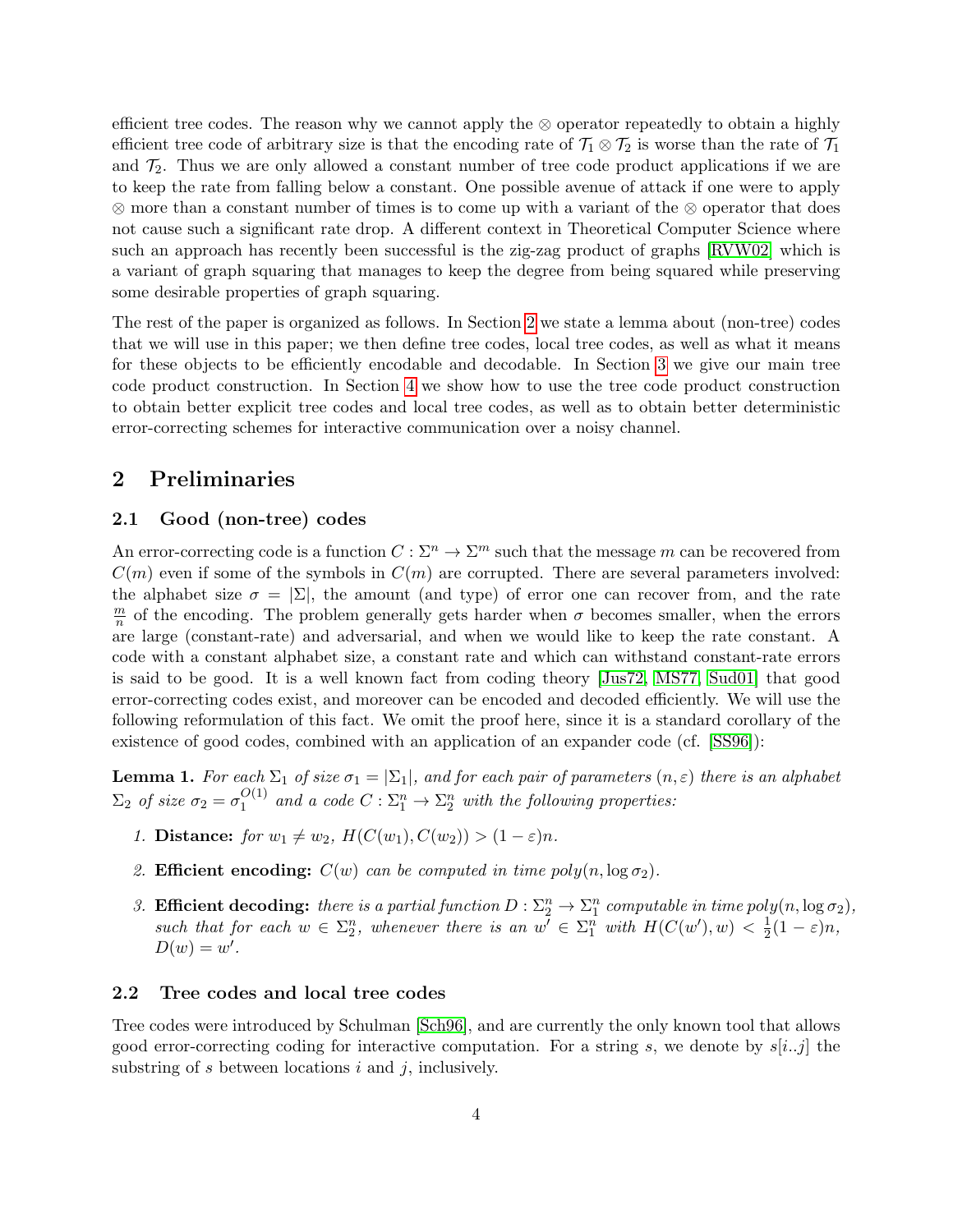efficient tree codes. The reason why we cannot apply the $\otimes$ operator repeatedly to obtain a highly efficient tree code of arbitrary size is that the encoding rate of $\mathcal{T}_1 \otimes \mathcal{T}_2$ is worse than the rate of $\mathcal{T}_1$ and $\mathcal{T}_2$. Thus we are only allowed a constant number of tree code product applications if we are to keep the rate from falling below a constant. One possible avenue of attack if one were to apply $\otimes$ more than a constant number of times is to come up with a variant of the $\otimes$ operator that does not cause such a significant rate drop. A different context in Theoretical Computer Science where such an approach has recently been successful is the zig-zag product of graphs [RVW02] which is a variant of graph squaring that manages to keep the degree from being squared while preserving some desirable properties of graph squaring.

The rest of the paper is organized as follows. In Section 2 we state a lemma about (non-tree) codes that we will use in this paper; we then define tree codes, local tree codes, as well as what it means for these objects to be efficiently encodable and decodable. In Section 3 we give our main tree code product construction. In Section 4 we show how to use the tree code product construction to obtain better explicit tree codes and local tree codes, as well as to obtain better deterministic error-correcting schemes for interactive communication over a noisy channel.

## 2 Preliminaries

### 2.1 Good (non-tree) codes

An error-correcting code is a function $C : \Sigma^n \to \Sigma^m$ such that the message $m$ can be recovered from $C(m)$ even if some of the symbols in $C(m)$ are corrupted. There are several parameters involved: the alphabet size $\sigma = |\Sigma|$, the amount (and type) of error one can recover from, and the rate $\frac{m}{n}$ of the encoding. The problem generally gets harder when $\sigma$ becomes smaller, when the errors are large (constant-rate) and adversarial, and when we would like to keep the rate constant. A code with a constant alphabet size, a constant rate and which can withstand constant-rate errors is said to be good. It is a well known fact from coding theory [Jus72, MS77, Sud01] that good error-correcting codes exist, and moreover can be encoded and decoded efficiently. We will use the following reformulation of this fact. We omit the proof here, since it is a standard corollary of the existence of good codes, combined with an application of an expander code (cf. [SS96]):

**Lemma 1.** *For each $\Sigma_1$ of size $\sigma_1 = |\Sigma_1|$, and for each pair of parameters $(n, \varepsilon)$ there is an alphabet $\Sigma_2$ of size $\sigma_2 = \sigma_1^{O(1)}$ and a code $C : \Sigma_1^n \to \Sigma_2^n$ with the following properties:*

1. **Distance:** *for $w_1 \neq w_2$, $H(C(w_1), C(w_2)) > (1-\varepsilon)n$.*
2. **Efficient encoding:** *$C(w)$ can be computed in time $poly(n, \log \sigma_2)$.*
3. **Efficient decoding:** *there is a partial function $D : \Sigma_2^n \to \Sigma_1^n$ computable in time $poly(n, \log \sigma_2)$, such that for each $w \in \Sigma_2^n$, whenever there is an $w' \in \Sigma_1^n$ with $H(C(w'), w) < \frac{1}{2}(1-\varepsilon)n$, $D(w) = w'$.*

### 2.2 Tree codes and local tree codes

Tree codes were introduced by Schulman [Sch96], and are currently the only known tool that allows good error-correcting coding for interactive computation. For a string $s$, we denote by $s[i..j]$ the substring of $s$ between locations $i$ and $j$, inclusively.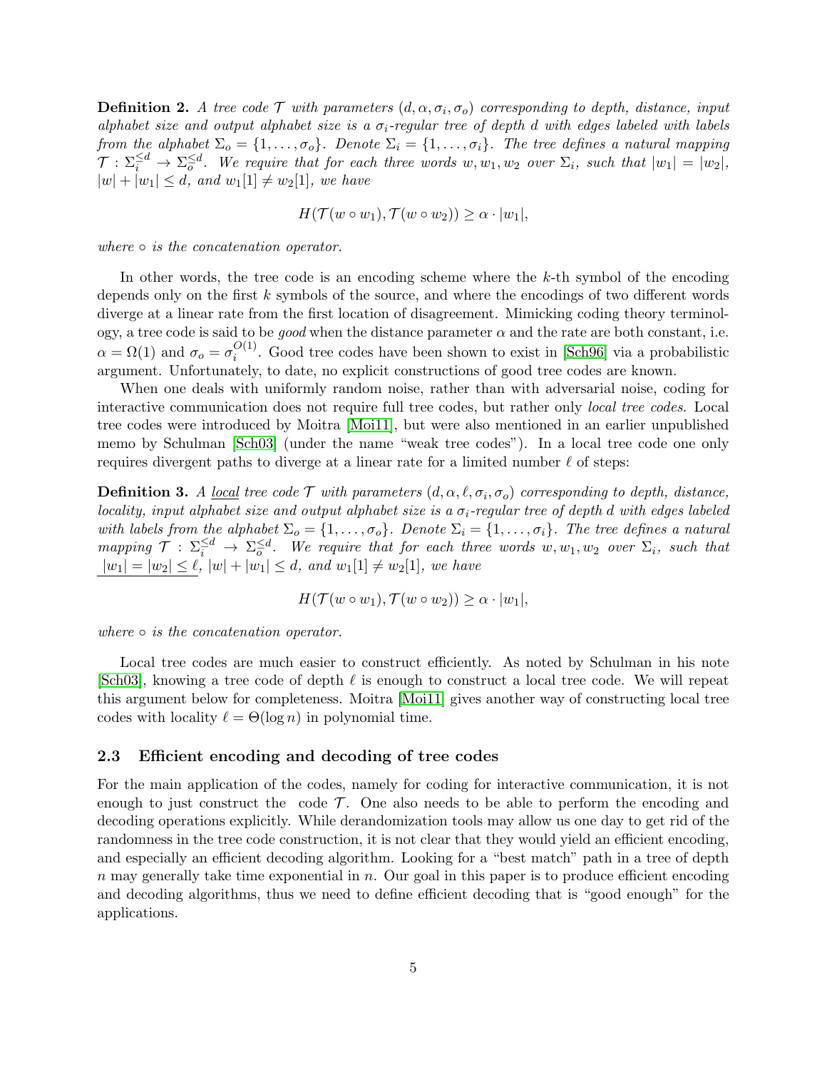**Definition 2.** *A tree code $\mathcal{T}$ with parameters $(d, \alpha, \sigma_i, \sigma_o)$ corresponding to depth, distance, input alphabet size and output alphabet size is a $\sigma_i$-regular tree of depth $d$ with edges labeled with labels from the alphabet $\Sigma_o = \{1, \ldots, \sigma_o\}$. Denote $\Sigma_i = \{1, \ldots, \sigma_i\}$. The tree defines a natural mapping $\mathcal{T} : \Sigma_i^{\leq d} \to \Sigma_o^{\leq d}$. We require that for each three words $w, w_1, w_2$ over $\Sigma_i$, such that $|w_1| = |w_2|$, $|w| + |w_1| \leq d$, and $w_1[1] \neq w_2[1]$, we have*

$$H(\mathcal{T}(w \circ w_1), \mathcal{T}(w \circ w_2)) \geq \alpha \cdot |w_1|,$$

*where $\circ$ is the concatenation operator.*

In other words, the tree code is an encoding scheme where the $k$-th symbol of the encoding depends only on the first $k$ symbols of the source, and where the encodings of two different words diverge at a linear rate from the first location of disagreement. Mimicking coding theory terminology, a tree code is said to be *good* when the distance parameter $\alpha$ and the rate are both constant, i.e. $\alpha = \Omega(1)$ and $\sigma_o = \sigma_i^{O(1)}$. Good tree codes have been shown to exist in [Sch96] via a probabilistic argument. Unfortunately, to date, no explicit constructions of good tree codes are known.

When one deals with uniformly random noise, rather than with adversarial noise, coding for interactive communication does not require full tree codes, but rather only *local tree codes*. Local tree codes were introduced by Moitra [Moi11], but were also mentioned in an earlier unpublished memo by Schulman [Sch03] (under the name "weak tree codes"). In a local tree code one only requires divergent paths to diverge at a linear rate for a limited number $\ell$ of steps:

**Definition 3.** *A local tree code $\mathcal{T}$ with parameters $(d, \alpha, \ell, \sigma_i, \sigma_o)$ corresponding to depth, distance, locality, input alphabet size and output alphabet size is a $\sigma_i$-regular tree of depth $d$ with edges labeled with labels from the alphabet $\Sigma_o = \{1, \ldots, \sigma_o\}$. Denote $\Sigma_i = \{1, \ldots, \sigma_i\}$. The tree defines a natural mapping $\mathcal{T} : \Sigma_i^{\leq d} \to \Sigma_o^{\leq d}$. We require that for each three words $w, w_1, w_2$ over $\Sigma_i$, such that $|w_1| = |w_2| \leq \ell$, $|w| + |w_1| \leq d$, and $w_1[1] \neq w_2[1]$, we have*

$$H(\mathcal{T}(w \circ w_1), \mathcal{T}(w \circ w_2)) \geq \alpha \cdot |w_1|,$$

*where $\circ$ is the concatenation operator.*

Local tree codes are much easier to construct efficiently. As noted by Schulman in his note [Sch03], knowing a tree code of depth $\ell$ is enough to construct a local tree code. We will repeat this argument below for completeness. Moitra [Moi11] gives another way of constructing local tree codes with locality $\ell = \Theta(\log n)$ in polynomial time.

### 2.3 Efficient encoding and decoding of tree codes

For the main application of the codes, namely for coding for interactive communication, it is not enough to just construct the code $\mathcal{T}$. One also needs to be able to perform the encoding and decoding operations explicitly. While derandomization tools may allow us one day to get rid of the randomness in the tree code construction, it is not clear that they would yield an efficient encoding, and especially an efficient decoding algorithm. Looking for a "best match" path in a tree of depth $n$ may generally take time exponential in $n$. Our goal in this paper is to produce efficient encoding and decoding algorithms, thus we need to define efficient decoding that is "good enough" for the applications.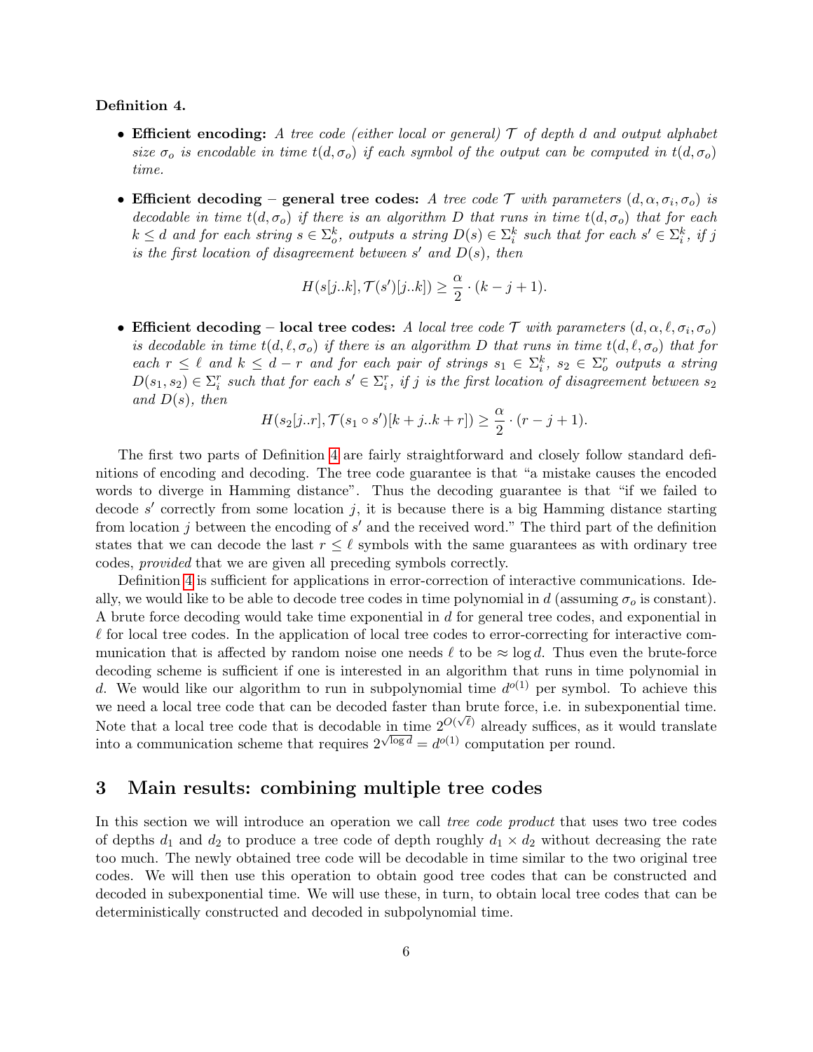**Definition 4.**

- **Efficient encoding:** *A tree code (either local or general) $\mathcal{T}$ of depth $d$ and output alphabet size $\sigma_o$ is encodable in time $t(d, \sigma_o)$ if each symbol of the output can be computed in $t(d, \sigma_o)$ time.*

- **Efficient decoding – general tree codes:** *A tree code $\mathcal{T}$ with parameters $(d, \alpha, \sigma_i, \sigma_o)$ is decodable in time $t(d, \sigma_o)$ if there is an algorithm $D$ that runs in time $t(d, \sigma_o)$ that for each $k \leq d$ and for each string $s \in \Sigma_o^k$, outputs a string $D(s) \in \Sigma_i^k$ such that for each $s' \in \Sigma_i^k$, if $j$ is the first location of disagreement between $s'$ and $D(s)$, then*

$$H(s[j..k], \mathcal{T}(s')[j..k]) \geq \frac{\alpha}{2} \cdot (k - j + 1).$$

- **Efficient decoding – local tree codes:** *A local tree code $\mathcal{T}$ with parameters $(d, \alpha, \ell, \sigma_i, \sigma_o)$ is decodable in time $t(d, \ell, \sigma_o)$ if there is an algorithm $D$ that runs in time $t(d, \ell, \sigma_o)$ that for each $r \leq \ell$ and $k \leq d - r$ and for each pair of strings $s_1 \in \Sigma_i^k$, $s_2 \in \Sigma_o^r$ outputs a string $D(s_1, s_2) \in \Sigma_i^r$ such that for each $s' \in \Sigma_i^r$, if $j$ is the first location of disagreement between $s_2$ and $D(s)$, then*

$$H(s_2[j..r], \mathcal{T}(s_1 \circ s')[k + j..k + r]) \geq \frac{\alpha}{2} \cdot (r - j + 1).$$

The first two parts of Definition 4 are fairly straightforward and closely follow standard definitions of encoding and decoding. The tree code guarantee is that "a mistake causes the encoded words to diverge in Hamming distance". Thus the decoding guarantee is that "if we failed to decode $s'$ correctly from some location $j$, it is because there is a big Hamming distance starting from location $j$ between the encoding of $s'$ and the received word." The third part of the definition states that we can decode the last $r \leq \ell$ symbols with the same guarantees as with ordinary tree codes, *provided* that we are given all preceding symbols correctly.

Definition 4 is sufficient for applications in error-correction of interactive communications. Ideally, we would like to be able to decode tree codes in time polynomial in $d$ (assuming $\sigma_o$ is constant). A brute force decoding would take time exponential in $d$ for general tree codes, and exponential in $\ell$ for local tree codes. In the application of local tree codes to error-correcting for interactive communication that is affected by random noise one needs $\ell$ to be $\approx \log d$. Thus even the brute-force decoding scheme is sufficient if one is interested in an algorithm that runs in time polynomial in $d$. We would like our algorithm to run in subpolynomial time $d^{o(1)}$ per symbol. To achieve this we need a local tree code that can be decoded faster than brute force, i.e. in subexponential time. Note that a local tree code that is decodable in time $2^{O(\sqrt{\ell})}$ already suffices, as it would translate into a communication scheme that requires $2^{\sqrt{\log d}} = d^{o(1)}$ computation per round.

## 3 Main results: combining multiple tree codes

In this section we will introduce an operation we call *tree code product* that uses two tree codes of depths $d_1$ and $d_2$ to produce a tree code of depth roughly $d_1 \times d_2$ without decreasing the rate too much. The newly obtained tree code will be decodable in time similar to the two original tree codes. We will then use this operation to obtain good tree codes that can be constructed and decoded in subexponential time. We will use these, in turn, to obtain local tree codes that can be deterministically constructed and decoded in subpolynomial time.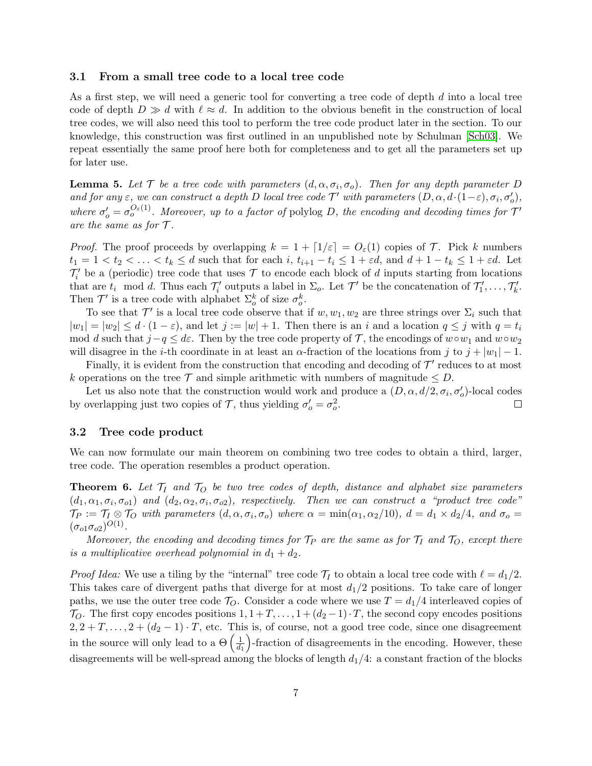### 3.1 From a small tree code to a local tree code

As a first step, we will need a generic tool for converting a tree code of depth $d$ into a local tree code of depth $D \gg d$ with $\ell \approx d$. In addition to the obvious benefit in the construction of local tree codes, we will also need this tool to perform the tree code product later in the section. To our knowledge, this construction was first outlined in an unpublished note by Schulman [Sch03]. We repeat essentially the same proof here both for completeness and to get all the parameters set up for later use.

**Lemma 5.** *Let $\mathcal{T}$ be a tree code with parameters $(d, \alpha, \sigma_i, \sigma_o)$. Then for any depth parameter $D$ and for any $\varepsilon$, we can construct a depth $D$ local tree code $\mathcal{T}'$ with parameters $(D, \alpha, d\cdot(1-\varepsilon), \sigma_i, \sigma_o')$, where $\sigma_o' = \sigma_o^{O_\varepsilon(1)}$. Moreover, up to a factor of* polylog $D$*, the encoding and decoding times for $\mathcal{T}'$ are the same as for $\mathcal{T}$.*

*Proof.* The proof proceeds by overlapping $k = 1 + \lceil 1/\varepsilon \rceil = O_\varepsilon(1)$ copies of $\mathcal{T}$. Pick $k$ numbers $t_1 = 1 < t_2 < \ldots < t_k \le d$ such that for each $i$, $t_{i+1} - t_i \le 1 + \varepsilon d$, and $d + 1 - t_k \le 1 + \varepsilon d$. Let $\mathcal{T}_i'$ be a (periodic) tree code that uses $\mathcal{T}$ to encode each block of $d$ inputs starting from locations that are $t_i \mod d$. Thus each $\mathcal{T}_i'$ outputs a label in $\Sigma_o$. Let $\mathcal{T}'$ be the concatenation of $\mathcal{T}_1', \ldots, \mathcal{T}_k'$. Then $\mathcal{T}'$ is a tree code with alphabet $\Sigma_o^k$ of size $\sigma_o^k$.

To see that $\mathcal{T}'$ is a local tree code observe that if $w, w_1, w_2$ are three strings over $\Sigma_i$ such that $|w_1| = |w_2| \le d\cdot(1-\varepsilon)$, and let $j := |w| + 1$. Then there is an $i$ and a location $q \le j$ with $q = t_i \mod d$ such that $j - q \le d\varepsilon$. Then by the tree code property of $\mathcal{T}$, the encodings of $w \circ w_1$ and $w \circ w_2$ will disagree in the $i$-th coordinate in at least an $\alpha$-fraction of the locations from $j$ to $j + |w_1| - 1$.

Finally, it is evident from the construction that encoding and decoding of $\mathcal{T}'$ reduces to at most $k$ operations on the tree $\mathcal{T}$ and simple arithmetic with numbers of magnitude $\le D$.

Let us also note that the construction would work and produce a $(D, \alpha, d/2, \sigma_i, \sigma_o')$-local codes by overlapping just two copies of $\mathcal{T}$, thus yielding $\sigma_o' = \sigma_o^2$. $\square$

### 3.2 Tree code product

We can now formulate our main theorem on combining two tree codes to obtain a third, larger, tree code. The operation resembles a product operation.

**Theorem 6.** *Let $\mathcal{T}_I$ and $\mathcal{T}_O$ be two tree codes of depth, distance and alphabet size parameters $(d_1, \alpha_1, \sigma_i, \sigma_{o1})$ and $(d_2, \alpha_2, \sigma_i, \sigma_{o2})$, respectively. Then we can construct a "product tree code" $\mathcal{T}_P := \mathcal{T}_I \otimes \mathcal{T}_O$ with parameters $(d, \alpha, \sigma_i, \sigma_o)$ where $\alpha = \min(\alpha_1, \alpha_2/10)$, $d = d_1 \times d_2/4$, and $\sigma_o = (\sigma_{o1}\sigma_{o2})^{O(1)}$.*

*Moreover, the encoding and decoding times for $\mathcal{T}_P$ are the same as for $\mathcal{T}_I$ and $\mathcal{T}_O$, except there is a multiplicative overhead polynomial in $d_1 + d_2$.*

*Proof Idea:* We use a tiling by the "internal" tree code $\mathcal{T}_I$ to obtain a local tree code with $\ell = d_1/2$. This takes care of divergent paths that diverge for at most $d_1/2$ positions. To take care of longer paths, we use the outer tree code $\mathcal{T}_O$. Consider a code where we use $T = d_1/4$ interleaved copies of $\mathcal{T}_O$. The first copy encodes positions $1, 1+T, \ldots, 1+(d_2-1)\cdot T$, the second copy encodes positions $2, 2+T, \ldots, 2+(d_2-1)\cdot T$, etc. This is, of course, not a good tree code, since one disagreement in the source will only lead to a $\Theta\left(\frac{1}{d_1}\right)$-fraction of disagreements in the encoding. However, these disagreements will be well-spread among the blocks of length $d_1/4$: a constant fraction of the blocks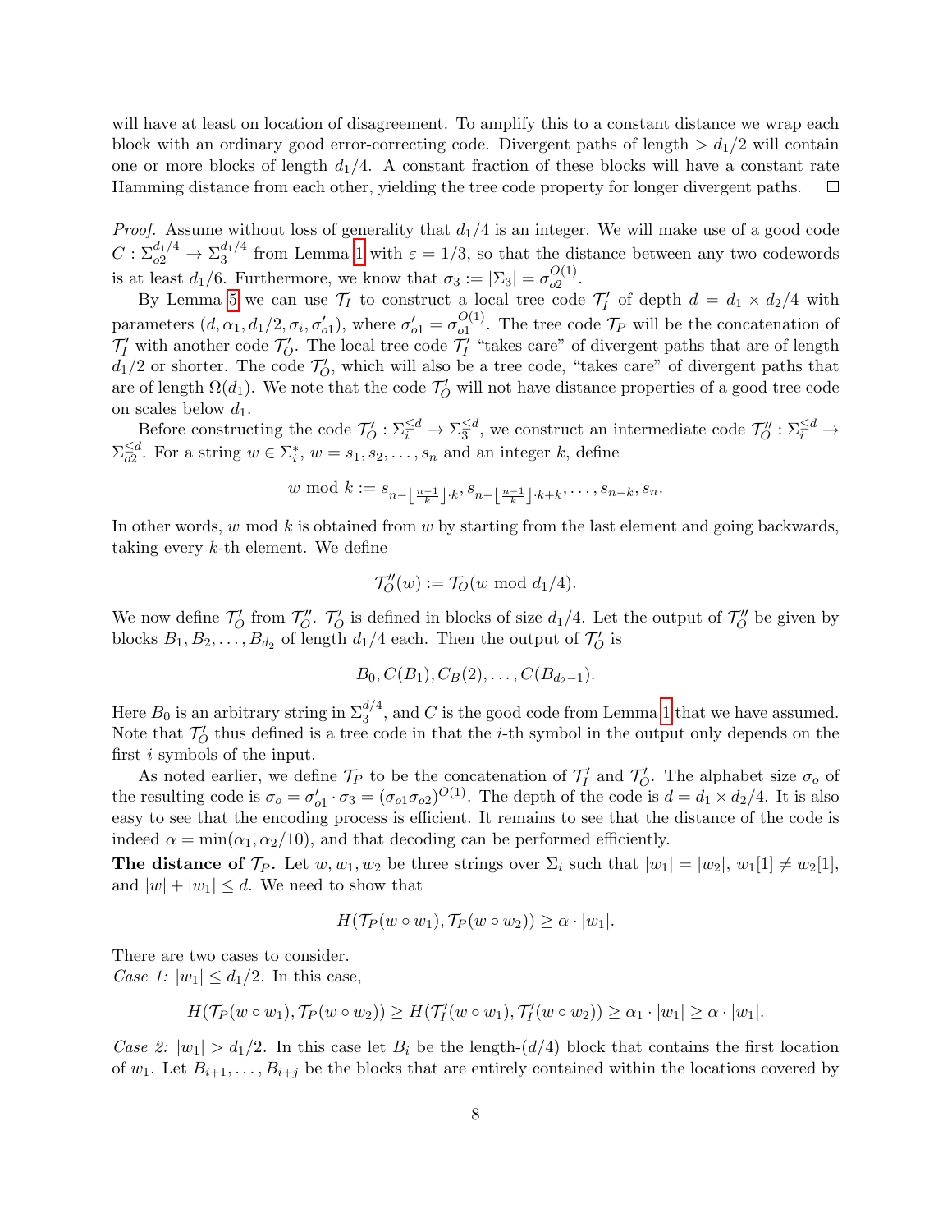will have at least on location of disagreement. To amplify this to a constant distance we wrap each block with an ordinary good error-correcting code. Divergent paths of length $> d_1/2$ will contain one or more blocks of length $d_1/4$. A constant fraction of these blocks will have a constant rate Hamming distance from each other, yielding the tree code property for longer divergent paths. ◻

*Proof.* Assume without loss of generality that $d_1/4$ is an integer. We will make use of a good code $C : \Sigma_{o2}^{d_1/4} \to \Sigma_3^{d_1/4}$ from Lemma 1 with $\varepsilon = 1/3$, so that the distance between any two codewords is at least $d_1/6$. Furthermore, we know that $\sigma_3 := |\Sigma_3| = \sigma_{o2}^{O(1)}$.

By Lemma 5 we can use $\mathcal{T}_I$ to construct a local tree code $\mathcal{T}_I'$ of depth $d = d_1 \times d_2/4$ with parameters $(d, \alpha_1, d_1/2, \sigma_i, \sigma_{o1}')$, where $\sigma_{o1}' = \sigma_{o1}^{O(1)}$. The tree code $\mathcal{T}_P$ will be the concatenation of $\mathcal{T}_I'$ with another code $\mathcal{T}_O'$. The local tree code $\mathcal{T}_I'$ "takes care" of divergent paths that are of length $d_1/2$ or shorter. The code $\mathcal{T}_O'$, which will also be a tree code, "takes care" of divergent paths that are of length $\Omega(d_1)$. We note that the code $\mathcal{T}_O'$ will not have distance properties of a good tree code on scales below $d_1$.

Before constructing the code $\mathcal{T}_O' : \Sigma_i^{\leq d} \to \Sigma_3^{\leq d}$, we construct an intermediate code $\mathcal{T}_O'' : \Sigma_i^{\leq d} \to \Sigma_{o2}^{\leq d}$. For a string $w \in \Sigma_i^*$, $w = s_1, s_2, \ldots, s_n$ and an integer $k$, define

$$w \bmod k := s_{n - \lfloor \frac{n-1}{k} \rfloor \cdot k}, s_{n - \lfloor \frac{n-1}{k} \rfloor \cdot k + k}, \ldots, s_{n-k}, s_n.$$

In other words, $w \bmod k$ is obtained from $w$ by starting from the last element and going backwards, taking every $k$-th element. We define

$$\mathcal{T}_O''(w) := \mathcal{T}_O(w \bmod d_1/4).$$

We now define $\mathcal{T}_O'$ from $\mathcal{T}_O''$. $\mathcal{T}_O'$ is defined in blocks of size $d_1/4$. Let the output of $\mathcal{T}_O''$ be given by blocks $B_1, B_2, \ldots, B_{d_2}$ of length $d_1/4$ each. Then the output of $\mathcal{T}_O'$ is

$$B_0, C(B_1), C_B(2), \ldots, C(B_{d_2-1}).$$

Here $B_0$ is an arbitrary string in $\Sigma_3^{d/4}$, and $C$ is the good code from Lemma 1 that we have assumed. Note that $\mathcal{T}_O'$ thus defined is a tree code in that the $i$-th symbol in the output only depends on the first $i$ symbols of the input.

As noted earlier, we define $\mathcal{T}_P$ to be the concatenation of $\mathcal{T}_I'$ and $\mathcal{T}_O'$. The alphabet size $\sigma_o$ of the resulting code is $\sigma_o = \sigma_{o1}' \cdot \sigma_3 = (\sigma_{o1}\sigma_{o2})^{O(1)}$. The depth of the code is $d = d_1 \times d_2/4$. It is also easy to see that the encoding process is efficient. It remains to see that the distance of the code is indeed $\alpha = \min(\alpha_1, \alpha_2/10)$, and that decoding can be performed efficiently.

**The distance of $\mathcal{T}_P$.** Let $w, w_1, w_2$ be three strings over $\Sigma_i$ such that $|w_1| = |w_2|$, $w_1[1] \neq w_2[1]$, and $|w| + |w_1| \leq d$. We need to show that

$$H(\mathcal{T}_P(w \circ w_1), \mathcal{T}_P(w \circ w_2)) \geq \alpha \cdot |w_1|.$$

There are two cases to consider.

*Case 1:* $|w_1| \leq d_1/2$. In this case,

$$H(\mathcal{T}_P(w \circ w_1), \mathcal{T}_P(w \circ w_2)) \geq H(\mathcal{T}_I'(w \circ w_1), \mathcal{T}_I'(w \circ w_2)) \geq \alpha_1 \cdot |w_1| \geq \alpha \cdot |w_1|.$$

*Case 2:* $|w_1| > d_1/2$. In this case let $B_i$ be the length-$(d/4)$ block that contains the first location of $w_1$. Let $B_{i+1}, \ldots, B_{i+j}$ be the blocks that are entirely contained within the locations covered by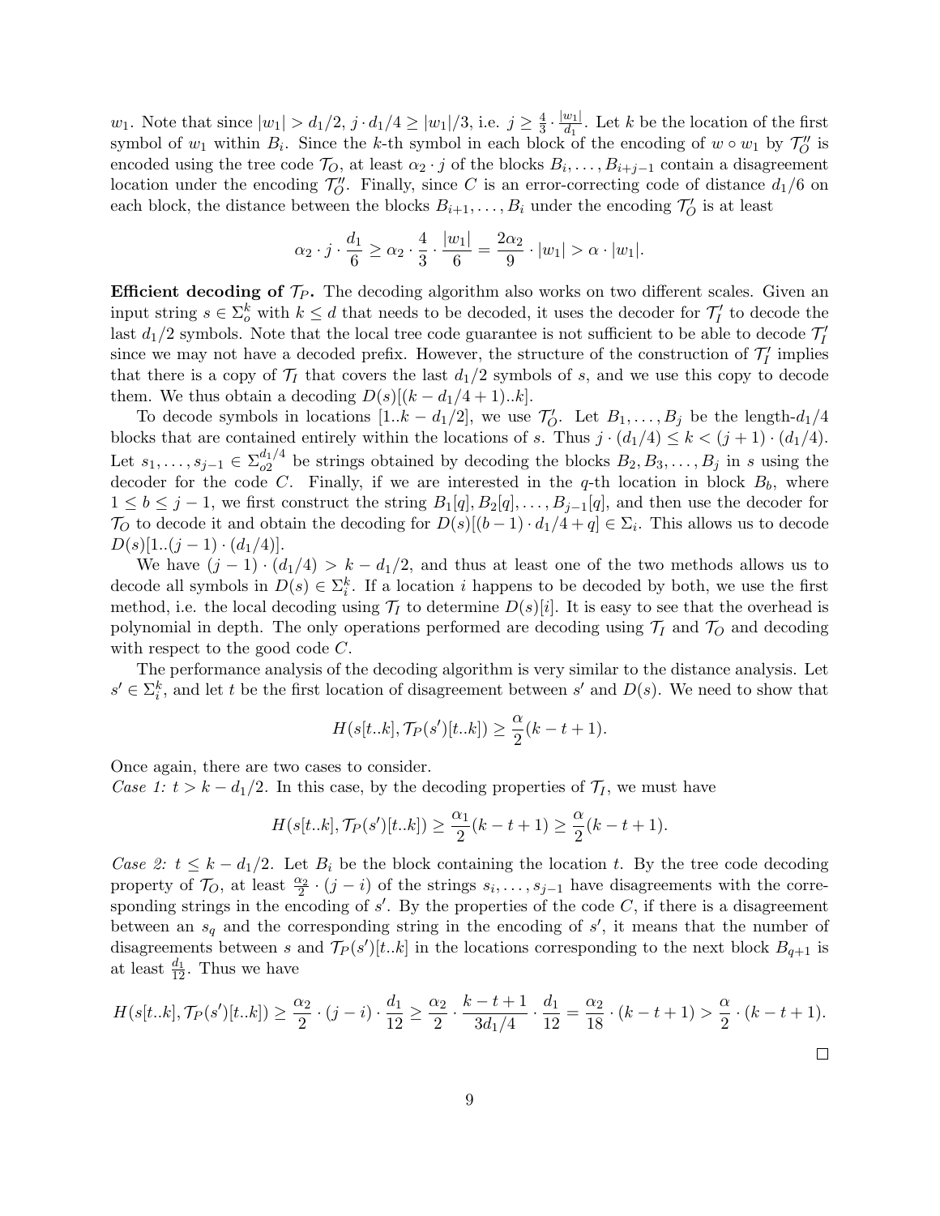$w_1$. Note that since $|w_1| > d_1/2$, $j \cdot d_1/4 \geq |w_1|/3$, i.e. $j \geq \frac{4}{3} \cdot \frac{|w_1|}{d_1}$. Let $k$ be the location of the first symbol of $w_1$ within $B_i$. Since the $k$-th symbol in each block of the encoding of $w \circ w_1$ by $\mathcal{T}_O''$ is encoded using the tree code $\mathcal{T}_O$, at least $\alpha_2 \cdot j$ of the blocks $B_i, \ldots, B_{i+j-1}$ contain a disagreement location under the encoding $\mathcal{T}_O''$. Finally, since $C$ is an error-correcting code of distance $d_1/6$ on each block, the distance between the blocks $B_{i+1}, \ldots, B_i$ under the encoding $\mathcal{T}_O'$ is at least

$$\alpha_2 \cdot j \cdot \frac{d_1}{6} \geq \alpha_2 \cdot \frac{4}{3} \cdot \frac{|w_1|}{6} = \frac{2\alpha_2}{9} \cdot |w_1| > \alpha \cdot |w_1|.$$

**Efficient decoding of $\mathcal{T}_P$.** The decoding algorithm also works on two different scales. Given an input string $s \in \Sigma_o^k$ with $k \leq d$ that needs to be decoded, it uses the decoder for $\mathcal{T}_I'$ to decode the last $d_1/2$ symbols. Note that the local tree code guarantee is not sufficient to be able to decode $\mathcal{T}_I'$ since we may not have a decoded prefix. However, the structure of the construction of $\mathcal{T}_I'$ implies that there is a copy of $\mathcal{T}_I$ that covers the last $d_1/2$ symbols of $s$, and we use this copy to decode them. We thus obtain a decoding $D(s)[(k - d_1/4 + 1)..k]$.

To decode symbols in locations $[1..k - d_1/2]$, we use $\mathcal{T}_O'$. Let $B_1, \ldots, B_j$ be the length-$d_1/4$ blocks that are contained entirely within the locations of $s$. Thus $j \cdot (d_1/4) \leq k < (j+1) \cdot (d_1/4)$. Let $s_1, \ldots, s_{j-1} \in \Sigma_{o2}^{d_1/4}$ be strings obtained by decoding the blocks $B_2, B_3, \ldots, B_j$ in $s$ using the decoder for the code $C$. Finally, if we are interested in the $q$-th location in block $B_b$, where $1 \leq b \leq j-1$, we first construct the string $B_1[q], B_2[q], \ldots, B_{j-1}[q]$, and then use the decoder for $\mathcal{T}_O$ to decode it and obtain the decoding for $D(s)[(b-1) \cdot d_1/4 + q] \in \Sigma_i$. This allows us to decode $D(s)[1..(j-1) \cdot (d_1/4)]$.

We have $(j-1) \cdot (d_1/4) > k - d_1/2$, and thus at least one of the two methods allows us to decode all symbols in $D(s) \in \Sigma_i^k$. If a location $i$ happens to be decoded by both, we use the first method, i.e. the local decoding using $\mathcal{T}_I$ to determine $D(s)[i]$. It is easy to see that the overhead is polynomial in depth. The only operations performed are decoding using $\mathcal{T}_I$ and $\mathcal{T}_O$ and decoding with respect to the good code $C$.

The performance analysis of the decoding algorithm is very similar to the distance analysis. Let $s' \in \Sigma_i^k$, and let $t$ be the first location of disagreement between $s'$ and $D(s)$. We need to show that

$$H(s[t..k], \mathcal{T}_P(s')[t..k]) \geq \frac{\alpha}{2}(k - t + 1).$$

Once again, there are two cases to consider.
*Case 1: $t > k - d_1/2$.* In this case, by the decoding properties of $\mathcal{T}_I$, we must have

$$H(s[t..k], \mathcal{T}_P(s')[t..k]) \geq \frac{\alpha_1}{2}(k - t + 1) \geq \frac{\alpha}{2}(k - t + 1).$$

*Case 2: $t \leq k - d_1/2$.* Let $B_i$ be the block containing the location $t$. By the tree code decoding property of $\mathcal{T}_O$, at least $\frac{\alpha_2}{2} \cdot (j - i)$ of the strings $s_i, \ldots, s_{j-1}$ have disagreements with the corresponding strings in the encoding of $s'$. By the properties of the code $C$, if there is a disagreement between an $s_q$ and the corresponding string in the encoding of $s'$, it means that the number of disagreements between $s$ and $\mathcal{T}_P(s')[t..k]$ in the locations corresponding to the next block $B_{q+1}$ is at least $\frac{d_1}{12}$. Thus we have

$$H(s[t..k], \mathcal{T}_P(s')[t..k]) \geq \frac{\alpha_2}{2} \cdot (j - i) \cdot \frac{d_1}{12} \geq \frac{\alpha_2}{2} \cdot \frac{k - t + 1}{3d_1/4} \cdot \frac{d_1}{12} = \frac{\alpha_2}{18} \cdot (k - t + 1) > \frac{\alpha}{2} \cdot (k - t + 1).$$

□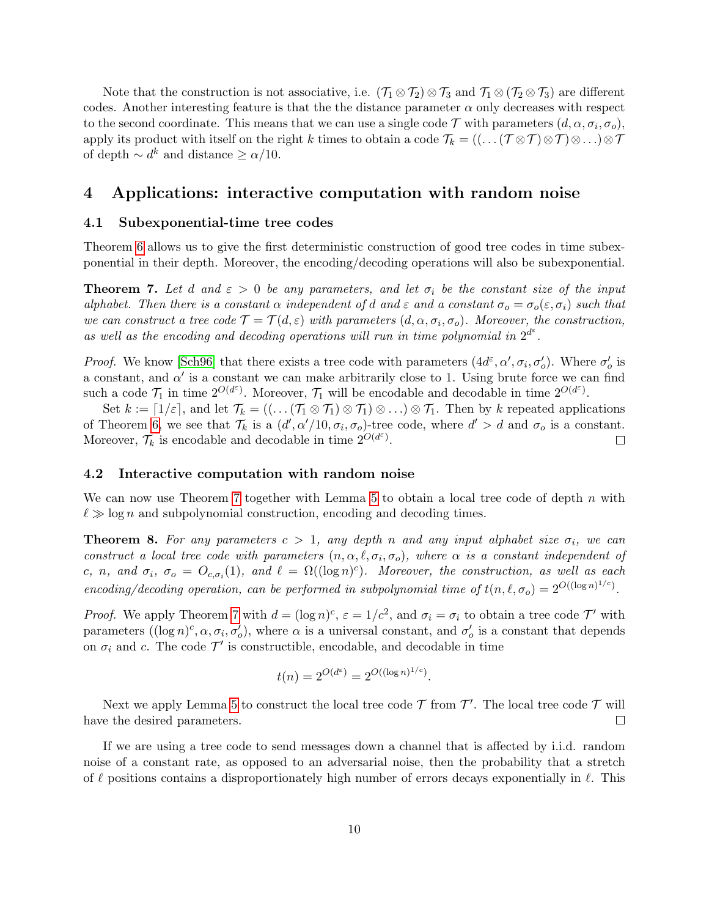Note that the construction is not associative, i.e. $(\mathcal{T}_1 \otimes \mathcal{T}_2) \otimes \mathcal{T}_3$ and $\mathcal{T}_1 \otimes (\mathcal{T}_2 \otimes \mathcal{T}_3)$ are different codes. Another interesting feature is that the the distance parameter $\alpha$ only decreases with respect to the second coordinate. This means that we can use a single code $\mathcal{T}$ with parameters $(d, \alpha, \sigma_i, \sigma_o)$, apply its product with itself on the right $k$ times to obtain a code $\mathcal{T}_k = ((\dots(\mathcal{T} \otimes \mathcal{T}) \otimes \mathcal{T}) \otimes \dots) \otimes \mathcal{T}$ of depth $\sim d^k$ and distance $\geq \alpha/10$.

# 4 Applications: interactive computation with random noise

## 4.1 Subexponential-time tree codes

Theorem 6 allows us to give the first deterministic construction of good tree codes in time subexponential in their depth. Moreover, the encoding/decoding operations will also be subexponential.

**Theorem 7.** *Let $d$ and $\varepsilon > 0$ be any parameters, and let $\sigma_i$ be the constant size of the input alphabet. Then there is a constant $\alpha$ independent of $d$ and $\varepsilon$ and a constant $\sigma_o = \sigma_o(\varepsilon, \sigma_i)$ such that we can construct a tree code $\mathcal{T} = \mathcal{T}(d, \varepsilon)$ with parameters $(d, \alpha, \sigma_i, \sigma_o)$. Moreover, the construction, as well as the encoding and decoding operations will run in time polynomial in $2^{d^\varepsilon}$.*

*Proof.* We know [Sch96] that there exists a tree code with parameters $(4d^\varepsilon, \alpha', \sigma_i, \sigma_o')$. Where $\sigma_o'$ is a constant, and $\alpha'$ is a constant we can make arbitrarily close to 1. Using brute force we can find such a code $\mathcal{T}_1$ in time $2^{O(d^\varepsilon)}$. Moreover, $\mathcal{T}_1$ will be encodable and decodable in time $2^{O(d^\varepsilon)}$.

Set $k := \lceil 1/\varepsilon \rceil$, and let $\mathcal{T}_k = ((\dots(\mathcal{T}_1 \otimes \mathcal{T}_1) \otimes \mathcal{T}_1) \otimes \dots) \otimes \mathcal{T}_1$. Then by $k$ repeated applications of Theorem 6, we see that $\mathcal{T}_k$ is a $(d', \alpha'/10, \sigma_i, \sigma_o)$-tree code, where $d' > d$ and $\sigma_o$ is a constant. Moreover, $\mathcal{T}_k$ is encodable and decodable in time $2^{O(d^\varepsilon)}$. ◻

## 4.2 Interactive computation with random noise

We can now use Theorem 7 together with Lemma 5 to obtain a local tree code of depth $n$ with $\ell \gg \log n$ and subpolynomial construction, encoding and decoding times.

**Theorem 8.** *For any parameters $c > 1$, any depth $n$ and any input alphabet size $\sigma_i$, we can construct a local tree code with parameters $(n, \alpha, \ell, \sigma_i, \sigma_o)$, where $\alpha$ is a constant independent of $c$, $n$, and $\sigma_i$, $\sigma_o = O_{c,\sigma_i}(1)$, and $\ell = \Omega((\log n)^c)$. Moreover, the construction, as well as each encoding/decoding operation, can be performed in subpolynomial time of $t(n, \ell, \sigma_o) = 2^{O((\log n)^{1/c})}$.*

*Proof.* We apply Theorem 7 with $d = (\log n)^c$, $\varepsilon = 1/c^2$, and $\sigma_i = \sigma_i$ to obtain a tree code $\mathcal{T}'$ with parameters $((\log n)^c, \alpha, \sigma_i, \sigma_o')$, where $\alpha$ is a universal constant, and $\sigma_o'$ is a constant that depends on $\sigma_i$ and $c$. The code $\mathcal{T}'$ is constructible, encodable, and decodable in time

$$t(n) = 2^{O(d^\varepsilon)} = 2^{O((\log n)^{1/c})}.$$

Next we apply Lemma 5 to construct the local tree code $\mathcal{T}$ from $\mathcal{T}'$. The local tree code $\mathcal{T}$ will have the desired parameters. ◻

If we are using a tree code to send messages down a channel that is affected by i.i.d. random noise of a constant rate, as opposed to an adversarial noise, then the probability that a stretch of $\ell$ positions contains a disproportionately high number of errors decays exponentially in $\ell$. This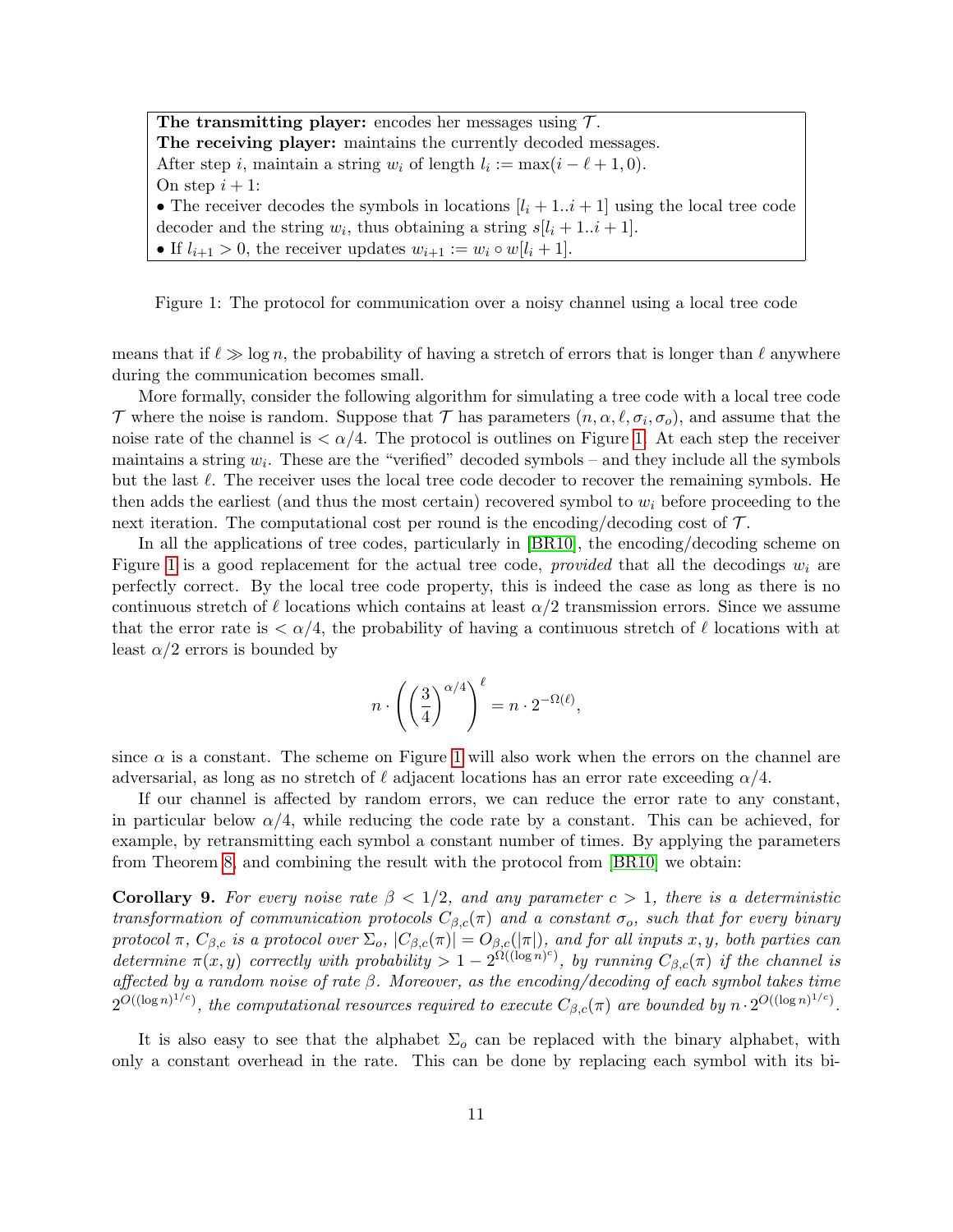**The transmitting player:** encodes her messages using $\mathcal{T}$.
**The receiving player:** maintains the currently decoded messages.
After step $i$, maintain a string $w_i$ of length $l_i := \max(i - \ell + 1, 0)$.
On step $i + 1$:
• The receiver decodes the symbols in locations $[l_i + 1..i + 1]$ using the local tree code decoder and the string $w_i$, thus obtaining a string $s[l_i + 1..i + 1]$.
• If $l_{i+1} > 0$, the receiver updates $w_{i+1} := w_i \circ w[l_i + 1]$.

Figure 1: The protocol for communication over a noisy channel using a local tree code

means that if $\ell \gg \log n$, the probability of having a stretch of errors that is longer than $\ell$ anywhere during the communication becomes small.

More formally, consider the following algorithm for simulating a tree code with a local tree code $\mathcal{T}$ where the noise is random. Suppose that $\mathcal{T}$ has parameters $(n, \alpha, \ell, \sigma_i, \sigma_o)$, and assume that the noise rate of the channel is $< \alpha/4$. The protocol is outlines on Figure 1. At each step the receiver maintains a string $w_i$. These are the "verified" decoded symbols – and they include all the symbols but the last $\ell$. The receiver uses the local tree code decoder to recover the remaining symbols. He then adds the earliest (and thus the most certain) recovered symbol to $w_i$ before proceeding to the next iteration. The computational cost per round is the encoding/decoding cost of $\mathcal{T}$.

In all the applications of tree codes, particularly in [BR10], the encoding/decoding scheme on Figure 1 is a good replacement for the actual tree code, *provided* that all the decodings $w_i$ are perfectly correct. By the local tree code property, this is indeed the case as long as there is no continuous stretch of $\ell$ locations which contains at least $\alpha/2$ transmission errors. Since we assume that the error rate is $< \alpha/4$, the probability of having a continuous stretch of $\ell$ locations with at least $\alpha/2$ errors is bounded by

$$n \cdot \left( \left( \frac{3}{4} \right)^{\alpha/4} \right)^{\ell} = n \cdot 2^{-\Omega(\ell)},$$

since $\alpha$ is a constant. The scheme on Figure 1 will also work when the errors on the channel are adversarial, as long as no stretch of $\ell$ adjacent locations has an error rate exceeding $\alpha/4$.

If our channel is affected by random errors, we can reduce the error rate to any constant, in particular below $\alpha/4$, while reducing the code rate by a constant. This can be achieved, for example, by retransmitting each symbol a constant number of times. By applying the parameters from Theorem 8, and combining the result with the protocol from [BR10] we obtain:

**Corollary 9.** *For every noise rate $\beta < 1/2$, and any parameter $c > 1$, there is a deterministic transformation of communication protocols $C_{\beta,c}(\pi)$ and a constant $\sigma_o$, such that for every binary protocol $\pi$, $C_{\beta,c}$ is a protocol over $\Sigma_o$, $|C_{\beta,c}(\pi)| = O_{\beta,c}(|\pi|)$, and for all inputs $x, y$, both parties can determine $\pi(x, y)$ correctly with probability $> 1 - 2^{\Omega((\log n)^c)}$, by running $C_{\beta,c}(\pi)$ if the channel is affected by a random noise of rate $\beta$. Moreover, as the encoding/decoding of each symbol takes time $2^{O((\log n)^{1/c})}$, the computational resources required to execute $C_{\beta,c}(\pi)$ are bounded by $n \cdot 2^{O((\log n)^{1/c})}$.*

It is also easy to see that the alphabet $\Sigma_o$ can be replaced with the binary alphabet, with only a constant overhead in the rate. This can be done by replacing each symbol with its bi-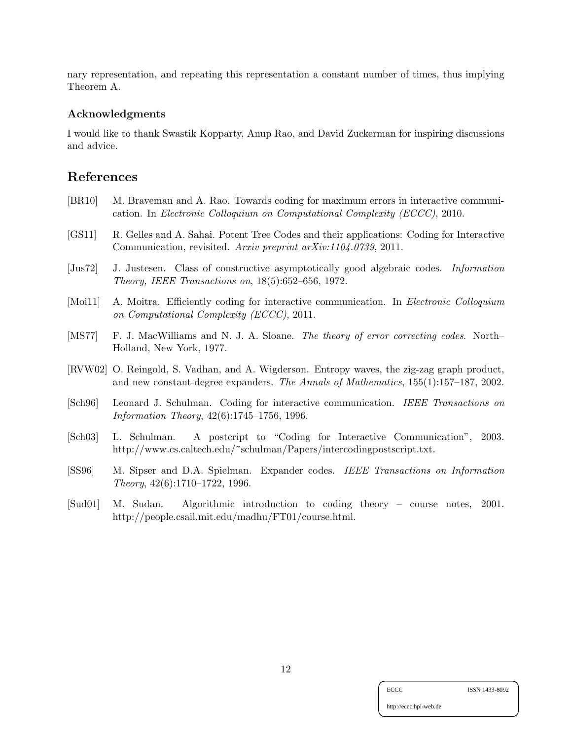nary representation, and repeating this representation a constant number of times, thus implying Theorem A.

### Acknowledgments

I would like to thank Swastik Kopparty, Anup Rao, and David Zuckerman for inspiring discussions and advice.

## References

[BR10] M. Braveman and A. Rao. Towards coding for maximum errors in interactive communication. In *Electronic Colloquium on Computational Complexity (ECCC)*, 2010.

[GS11] R. Gelles and A. Sahai. Potent Tree Codes and their applications: Coding for Interactive Communication, revisited. *Arxiv preprint arXiv:1104.0739*, 2011.

[Jus72] J. Justesen. Class of constructive asymptotically good algebraic codes. *Information Theory, IEEE Transactions on*, 18(5):652–656, 1972.

[Moi11] A. Moitra. Efficiently coding for interactive communication. In *Electronic Colloquium on Computational Complexity (ECCC)*, 2011.

[MS77] F. J. MacWilliams and N. J. A. Sloane. *The theory of error correcting codes*. North–Holland, New York, 1977.

[RVW02] O. Reingold, S. Vadhan, and A. Wigderson. Entropy waves, the zig-zag graph product, and new constant-degree expanders. *The Annals of Mathematics*, 155(1):157–187, 2002.

[Sch96] Leonard J. Schulman. Coding for interactive communication. *IEEE Transactions on Information Theory*, 42(6):1745–1756, 1996.

[Sch03] L. Schulman. A postcript to "Coding for Interactive Communication", 2003. http://www.cs.caltech.edu/~schulman/Papers/intercodingpostscript.txt.

[SS96] M. Sipser and D.A. Spielman. Expander codes. *IEEE Transactions on Information Theory*, 42(6):1710–1722, 1996.

[Sud01] M. Sudan. Algorithmic introduction to coding theory – course notes, 2001. http://people.csail.mit.edu/madhu/FT01/course.html.

ECCC ISSN 1433-8092

http://eccc.hpi-web.de